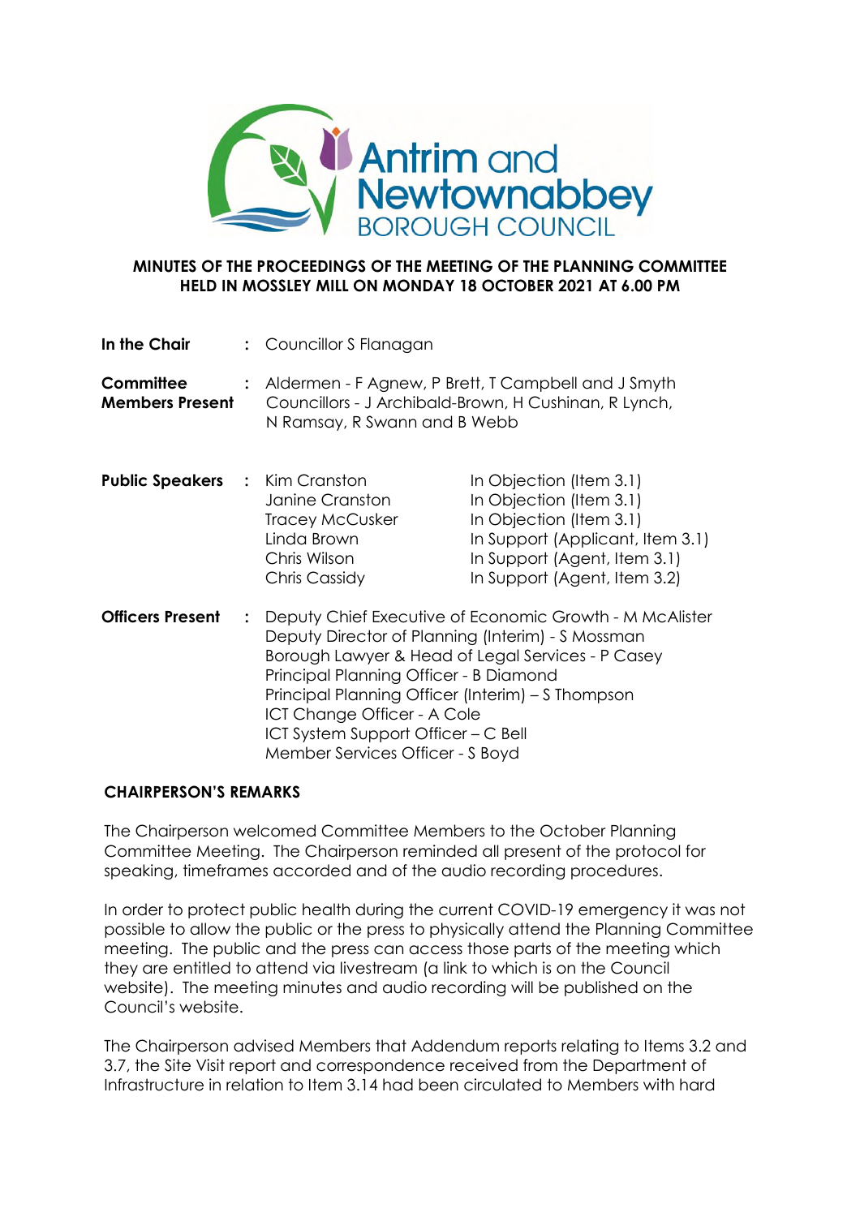Antrim and Newtownabbey BOROUGH COUNCIL

**MINUTES OF THE PROCEEDINGS OF THE MEETING OF THE PLANNING COMMITTEE HELD IN MOSSLEY MILL ON MONDAY 18 OCTOBER 2021 AT 6.00 PM**

| | | |
|---|---|---|
| **In the Chair** | : | Councillor S Flanagan |
| **Committee Members Present** | : | Aldermen - F Agnew, P Brett, T Campbell and J Smyth<br>Councillors - J Archibald-Brown, H Cushinan, R Lynch, N Ramsay, R Swann and B Webb |

| | | | |
|---|---|---|---|
| **Public Speakers** | : | Kim Cranston | In Objection (Item 3.1) |
| | | Janine Cranston | In Objection (Item 3.1) |
| | | Tracey McCusker | In Objection (Item 3.1) |
| | | Linda Brown | In Support (Applicant, Item 3.1) |
| | | Chris Wilson | In Support (Agent, Item 3.1) |
| | | Chris Cassidy | In Support (Agent, Item 3.2) |

| | | |
|---|---|---|
| **Officers Present** | : | Deputy Chief Executive of Economic Growth - M McAlister<br>Deputy Director of Planning (Interim) - S Mossman<br>Borough Lawyer & Head of Legal Services - P Casey<br>Principal Planning Officer - B Diamond<br>Principal Planning Officer (Interim) – S Thompson<br>ICT Change Officer - A Cole<br>ICT System Support Officer – C Bell<br>Member Services Officer - S Boyd |

**CHAIRPERSON'S REMARKS**

The Chairperson welcomed Committee Members to the October Planning Committee Meeting. The Chairperson reminded all present of the protocol for speaking, timeframes accorded and of the audio recording procedures.

In order to protect public health during the current COVID-19 emergency it was not possible to allow the public or the press to physically attend the Planning Committee meeting. The public and the press can access those parts of the meeting which they are entitled to attend via livestream (a link to which is on the Council website). The meeting minutes and audio recording will be published on the Council's website.

The Chairperson advised Members that Addendum reports relating to Items 3.2 and 3.7, the Site Visit report and correspondence received from the Department of Infrastructure in relation to Item 3.14 had been circulated to Members with hard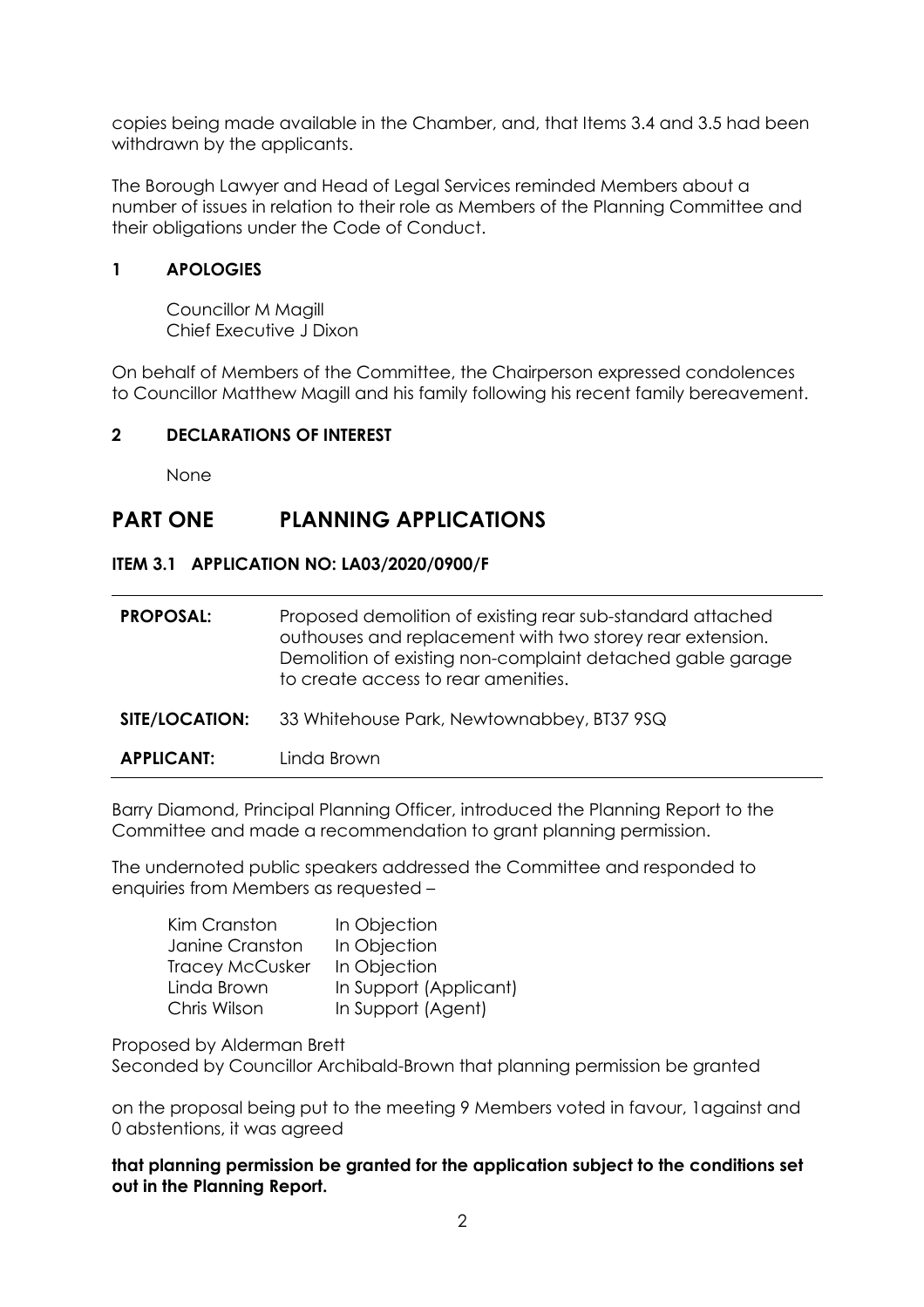copies being made available in the Chamber, and, that Items 3.4 and 3.5 had been withdrawn by the applicants.

The Borough Lawyer and Head of Legal Services reminded Members about a number of issues in relation to their role as Members of the Planning Committee and their obligations under the Code of Conduct.

### 1 APOLOGIES

Councillor M Magill
Chief Executive J Dixon

On behalf of Members of the Committee, the Chairperson expressed condolences to Councillor Matthew Magill and his family following his recent family bereavement.

### 2 DECLARATIONS OF INTEREST

None

## PART ONE PLANNING APPLICATIONS

### ITEM 3.1 APPLICATION NO: LA03/2020/0900/F

| | |
|---|---|
| **PROPOSAL:** | Proposed demolition of existing rear sub-standard attached outhouses and replacement with two storey rear extension. Demolition of existing non-complaint detached gable garage to create access to rear amenities. |
| **SITE/LOCATION:** | 33 Whitehouse Park, Newtownabbey, BT37 9SQ |
| **APPLICANT:** | Linda Brown |

Barry Diamond, Principal Planning Officer, introduced the Planning Report to the Committee and made a recommendation to grant planning permission.

The undernoted public speakers addressed the Committee and responded to enquiries from Members as requested –

| | |
|---|---|
| Kim Cranston | In Objection |
| Janine Cranston | In Objection |
| Tracey McCusker | In Objection |
| Linda Brown | In Support (Applicant) |
| Chris Wilson | In Support (Agent) |

Proposed by Alderman Brett
Seconded by Councillor Archibald-Brown that planning permission be granted

on the proposal being put to the meeting 9 Members voted in favour, 1against and 0 abstentions, it was agreed

**that planning permission be granted for the application subject to the conditions set out in the Planning Report.**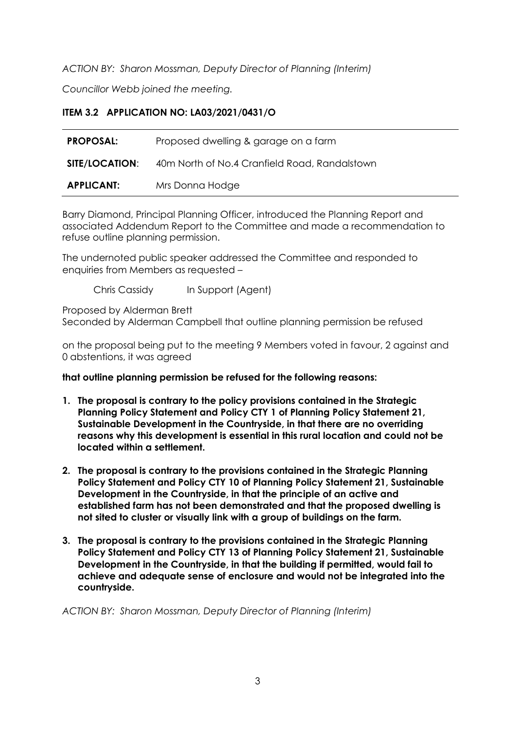*ACTION BY: Sharon Mossman, Deputy Director of Planning (Interim)*

*Councillor Webb joined the meeting.*

**ITEM 3.2 APPLICATION NO: LA03/2021/0431/O**

| | |
|---|---|
| **PROPOSAL:** | Proposed dwelling & garage on a farm |
| **SITE/LOCATION**: | 40m North of No.4 Cranfield Road, Randalstown |
| **APPLICANT:** | Mrs Donna Hodge |

Barry Diamond, Principal Planning Officer, introduced the Planning Report and associated Addendum Report to the Committee and made a recommendation to refuse outline planning permission.

The undernoted public speaker addressed the Committee and responded to enquiries from Members as requested –

Chris Cassidy In Support (Agent)

Proposed by Alderman Brett
Seconded by Alderman Campbell that outline planning permission be refused

on the proposal being put to the meeting 9 Members voted in favour, 2 against and 0 abstentions, it was agreed

**that outline planning permission be refused for the following reasons:**

1. **The proposal is contrary to the policy provisions contained in the Strategic Planning Policy Statement and Policy CTY 1 of Planning Policy Statement 21, Sustainable Development in the Countryside, in that there are no overriding reasons why this development is essential in this rural location and could not be located within a settlement.**
2. **The proposal is contrary to the provisions contained in the Strategic Planning Policy Statement and Policy CTY 10 of Planning Policy Statement 21, Sustainable Development in the Countryside, in that the principle of an active and established farm has not been demonstrated and that the proposed dwelling is not sited to cluster or visually link with a group of buildings on the farm.**
3. **The proposal is contrary to the provisions contained in the Strategic Planning Policy Statement and Policy CTY 13 of Planning Policy Statement 21, Sustainable Development in the Countryside, in that the building if permitted, would fail to achieve and adequate sense of enclosure and would not be integrated into the countryside.**

*ACTION BY: Sharon Mossman, Deputy Director of Planning (Interim)*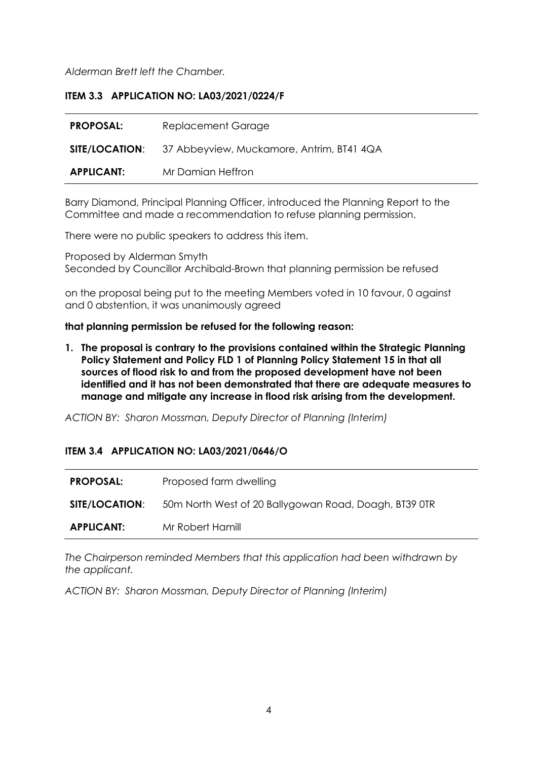*Alderman Brett left the Chamber.*

### ITEM 3.3 APPLICATION NO: LA03/2021/0224/F

| | |
|---|---|
| **PROPOSAL:** | Replacement Garage |
| **SITE/LOCATION**: | 37 Abbeyview, Muckamore, Antrim, BT41 4QA |
| **APPLICANT:** | Mr Damian Heffron |

Barry Diamond, Principal Planning Officer, introduced the Planning Report to the Committee and made a recommendation to refuse planning permission.

There were no public speakers to address this item.

Proposed by Alderman Smyth
Seconded by Councillor Archibald-Brown that planning permission be refused

on the proposal being put to the meeting Members voted in 10 favour, 0 against and 0 abstention, it was unanimously agreed

**that planning permission be refused for the following reason:**

1. **The proposal is contrary to the provisions contained within the Strategic Planning Policy Statement and Policy FLD 1 of Planning Policy Statement 15 in that all sources of flood risk to and from the proposed development have not been identified and it has not been demonstrated that there are adequate measures to manage and mitigate any increase in flood risk arising from the development.**

*ACTION BY: Sharon Mossman, Deputy Director of Planning (Interim)*

### ITEM 3.4 APPLICATION NO: LA03/2021/0646/O

| | |
|---|---|
| **PROPOSAL:** | Proposed farm dwelling |
| **SITE/LOCATION**: | 50m North West of 20 Ballygowan Road, Doagh, BT39 0TR |
| **APPLICANT:** | Mr Robert Hamill |

*The Chairperson reminded Members that this application had been withdrawn by the applicant.*

*ACTION BY: Sharon Mossman, Deputy Director of Planning (Interim)*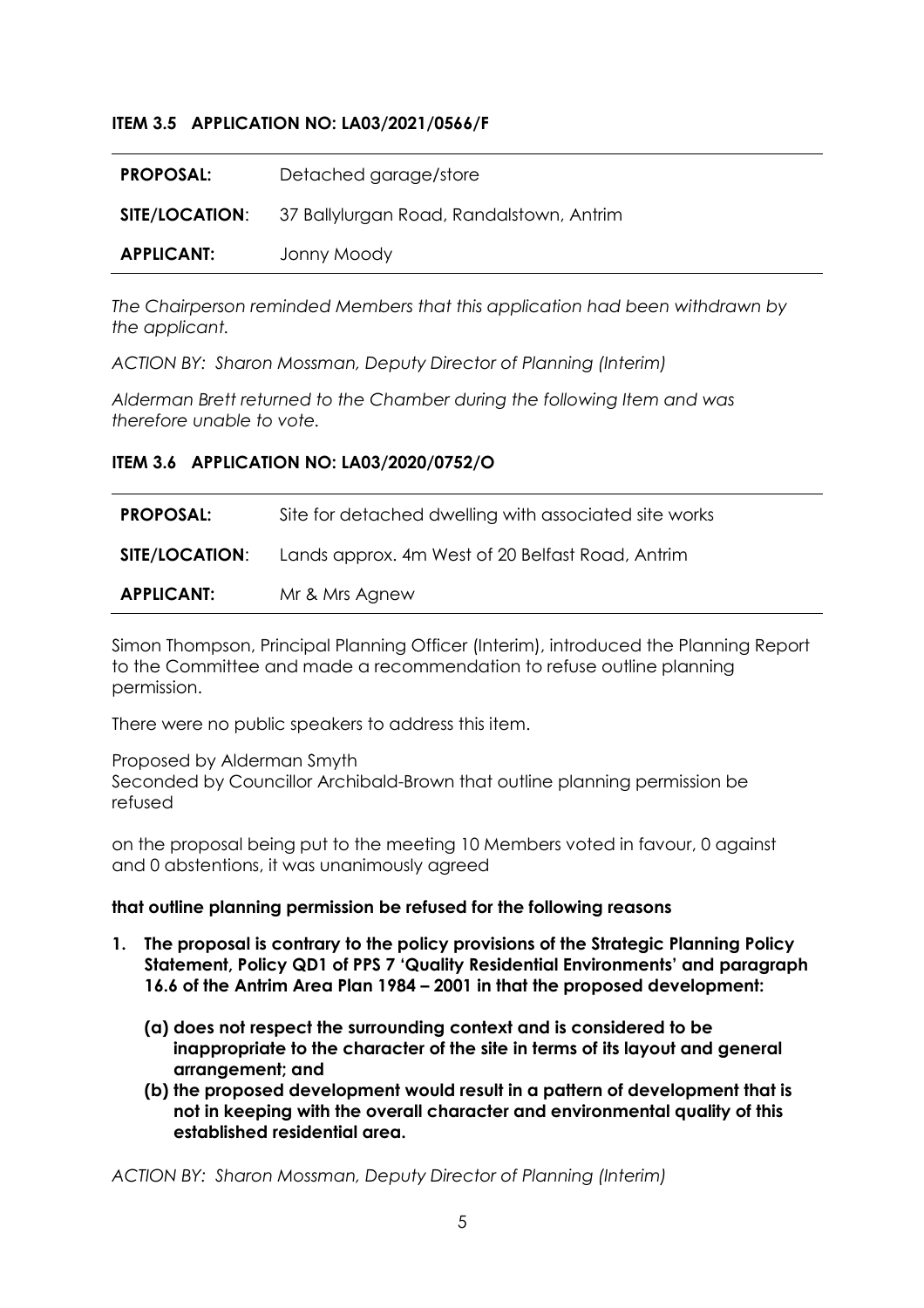**ITEM 3.5 APPLICATION NO: LA03/2021/0566/F**

| | |
|---|---|
| **PROPOSAL:** | Detached garage/store |
| **SITE/LOCATION**: | 37 Ballylurgan Road, Randalstown, Antrim |
| **APPLICANT:** | Jonny Moody |

*The Chairperson reminded Members that this application had been withdrawn by the applicant.*

*ACTION BY: Sharon Mossman, Deputy Director of Planning (Interim)*

*Alderman Brett returned to the Chamber during the following Item and was therefore unable to vote.*

**ITEM 3.6 APPLICATION NO: LA03/2020/0752/O**

| | |
|---|---|
| **PROPOSAL:** | Site for detached dwelling with associated site works |
| **SITE/LOCATION**: | Lands approx. 4m West of 20 Belfast Road, Antrim |
| **APPLICANT:** | Mr & Mrs Agnew |

Simon Thompson, Principal Planning Officer (Interim), introduced the Planning Report to the Committee and made a recommendation to refuse outline planning permission.

There were no public speakers to address this item.

Proposed by Alderman Smyth
Seconded by Councillor Archibald-Brown that outline planning permission be refused

on the proposal being put to the meeting 10 Members voted in favour, 0 against and 0 abstentions, it was unanimously agreed

**that outline planning permission be refused for the following reasons**

1. **The proposal is contrary to the policy provisions of the Strategic Planning Policy Statement, Policy QD1 of PPS 7 'Quality Residential Environments' and paragraph 16.6 of the Antrim Area Plan 1984 – 2001 in that the proposed development:**
   - **(a) does not respect the surrounding context and is considered to be inappropriate to the character of the site in terms of its layout and general arrangement; and**
   - **(b) the proposed development would result in a pattern of development that is not in keeping with the overall character and environmental quality of this established residential area.**

*ACTION BY: Sharon Mossman, Deputy Director of Planning (Interim)*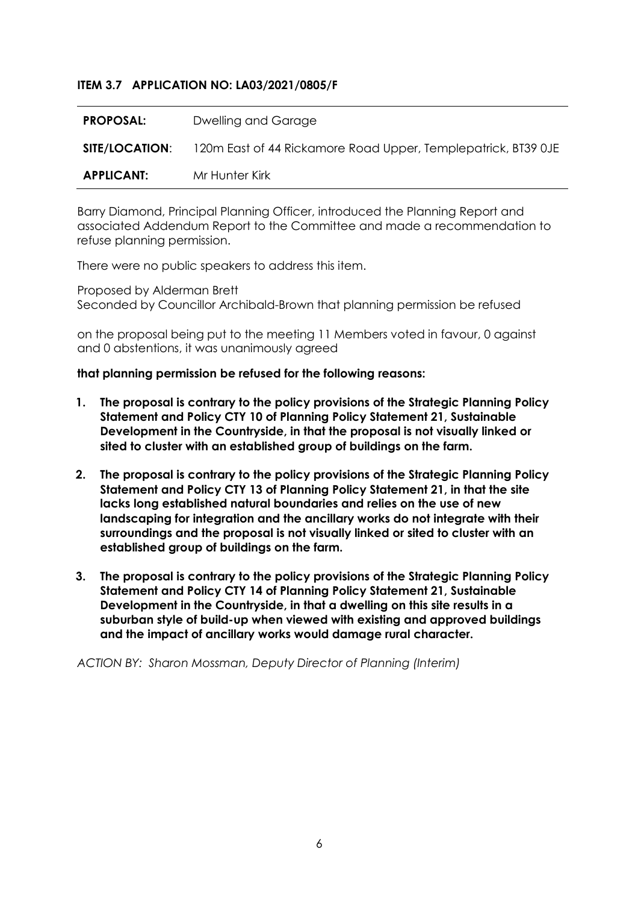**ITEM 3.7 APPLICATION NO: LA03/2021/0805/F**

| | |
|---|---|
| **PROPOSAL:** | Dwelling and Garage |
| **SITE/LOCATION**: | 120m East of 44 Rickamore Road Upper, Templepatrick, BT39 0JE |
| **APPLICANT:** | Mr Hunter Kirk |

Barry Diamond, Principal Planning Officer, introduced the Planning Report and associated Addendum Report to the Committee and made a recommendation to refuse planning permission.

There were no public speakers to address this item.

Proposed by Alderman Brett
Seconded by Councillor Archibald-Brown that planning permission be refused

on the proposal being put to the meeting 11 Members voted in favour, 0 against and 0 abstentions, it was unanimously agreed

**that planning permission be refused for the following reasons:**

1. **The proposal is contrary to the policy provisions of the Strategic Planning Policy Statement and Policy CTY 10 of Planning Policy Statement 21, Sustainable Development in the Countryside, in that the proposal is not visually linked or sited to cluster with an established group of buildings on the farm.**

2. **The proposal is contrary to the policy provisions of the Strategic Planning Policy Statement and Policy CTY 13 of Planning Policy Statement 21, in that the site lacks long established natural boundaries and relies on the use of new landscaping for integration and the ancillary works do not integrate with their surroundings and the proposal is not visually linked or sited to cluster with an established group of buildings on the farm.**

3. **The proposal is contrary to the policy provisions of the Strategic Planning Policy Statement and Policy CTY 14 of Planning Policy Statement 21, Sustainable Development in the Countryside, in that a dwelling on this site results in a suburban style of build-up when viewed with existing and approved buildings and the impact of ancillary works would damage rural character.**

*ACTION BY: Sharon Mossman, Deputy Director of Planning (Interim)*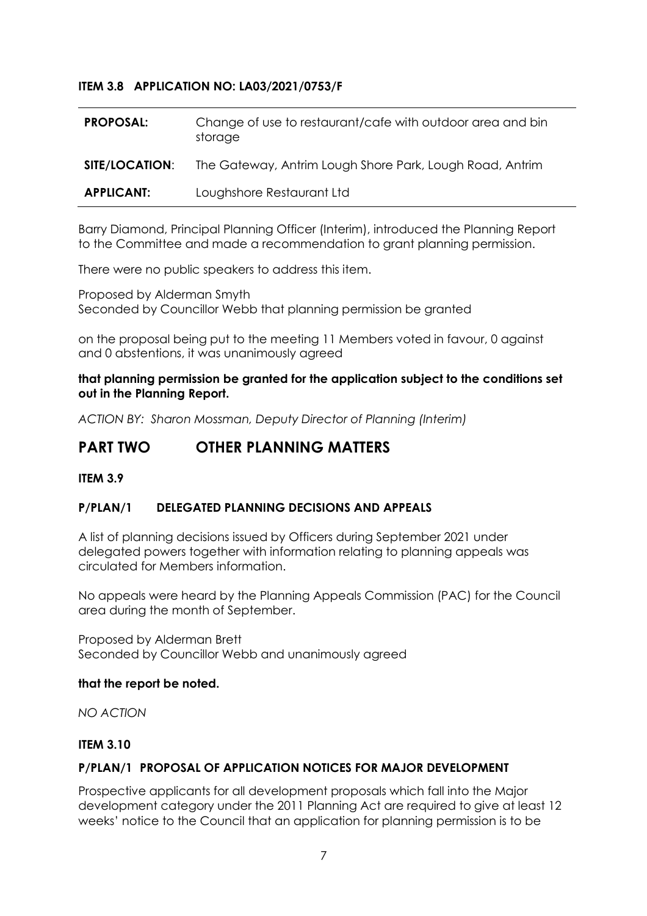**ITEM 3.8 APPLICATION NO: LA03/2021/0753/F**

| | |
|---|---|
| **PROPOSAL:** | Change of use to restaurant/cafe with outdoor area and bin storage |
| **SITE/LOCATION**: | The Gateway, Antrim Lough Shore Park, Lough Road, Antrim |
| **APPLICANT:** | Loughshore Restaurant Ltd |

Barry Diamond, Principal Planning Officer (Interim), introduced the Planning Report to the Committee and made a recommendation to grant planning permission.

There were no public speakers to address this item.

Proposed by Alderman Smyth
Seconded by Councillor Webb that planning permission be granted

on the proposal being put to the meeting 11 Members voted in favour, 0 against and 0 abstentions, it was unanimously agreed

**that planning permission be granted for the application subject to the conditions set out in the Planning Report.**

*ACTION BY: Sharon Mossman, Deputy Director of Planning (Interim)*

# PART TWO OTHER PLANNING MATTERS

**ITEM 3.9**

**P/PLAN/1 DELEGATED PLANNING DECISIONS AND APPEALS**

A list of planning decisions issued by Officers during September 2021 under delegated powers together with information relating to planning appeals was circulated for Members information.

No appeals were heard by the Planning Appeals Commission (PAC) for the Council area during the month of September.

Proposed by Alderman Brett
Seconded by Councillor Webb and unanimously agreed

**that the report be noted.**

*NO ACTION*

**ITEM 3.10**

**P/PLAN/1 PROPOSAL OF APPLICATION NOTICES FOR MAJOR DEVELOPMENT**

Prospective applicants for all development proposals which fall into the Major development category under the 2011 Planning Act are required to give at least 12 weeks' notice to the Council that an application for planning permission is to be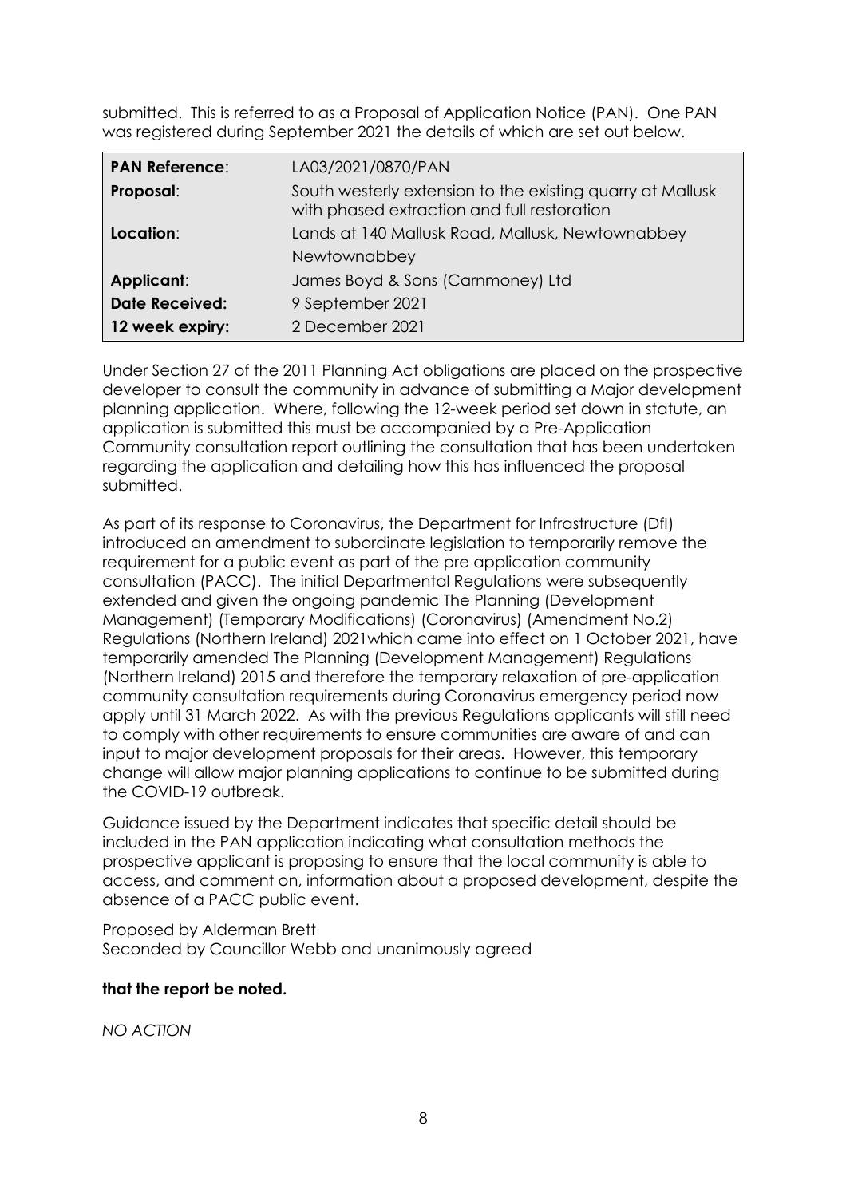submitted. This is referred to as a Proposal of Application Notice (PAN). One PAN was registered during September 2021 the details of which are set out below.

| | |
|---|---|
| **PAN Reference**: | LA03/2021/0870/PAN |
| **Proposal**: | South westerly extension to the existing quarry at Mallusk with phased extraction and full restoration |
| **Location**: | Lands at 140 Mallusk Road, Mallusk, Newtownabbey Newtownabbey |
| **Applicant**: | James Boyd & Sons (Carnmoney) Ltd |
| **Date Received:** | 9 September 2021 |
| **12 week expiry:** | 2 December 2021 |

Under Section 27 of the 2011 Planning Act obligations are placed on the prospective developer to consult the community in advance of submitting a Major development planning application. Where, following the 12-week period set down in statute, an application is submitted this must be accompanied by a Pre-Application Community consultation report outlining the consultation that has been undertaken regarding the application and detailing how this has influenced the proposal submitted.

As part of its response to Coronavirus, the Department for Infrastructure (DfI) introduced an amendment to subordinate legislation to temporarily remove the requirement for a public event as part of the pre application community consultation (PACC). The initial Departmental Regulations were subsequently extended and given the ongoing pandemic The Planning (Development Management) (Temporary Modifications) (Coronavirus) (Amendment No.2) Regulations (Northern Ireland) 2021which came into effect on 1 October 2021, have temporarily amended The Planning (Development Management) Regulations (Northern Ireland) 2015 and therefore the temporary relaxation of pre-application community consultation requirements during Coronavirus emergency period now apply until 31 March 2022. As with the previous Regulations applicants will still need to comply with other requirements to ensure communities are aware of and can input to major development proposals for their areas. However, this temporary change will allow major planning applications to continue to be submitted during the COVID-19 outbreak.

Guidance issued by the Department indicates that specific detail should be included in the PAN application indicating what consultation methods the prospective applicant is proposing to ensure that the local community is able to access, and comment on, information about a proposed development, despite the absence of a PACC public event.

Proposed by Alderman Brett
Seconded by Councillor Webb and unanimously agreed

**that the report be noted.**

*NO ACTION*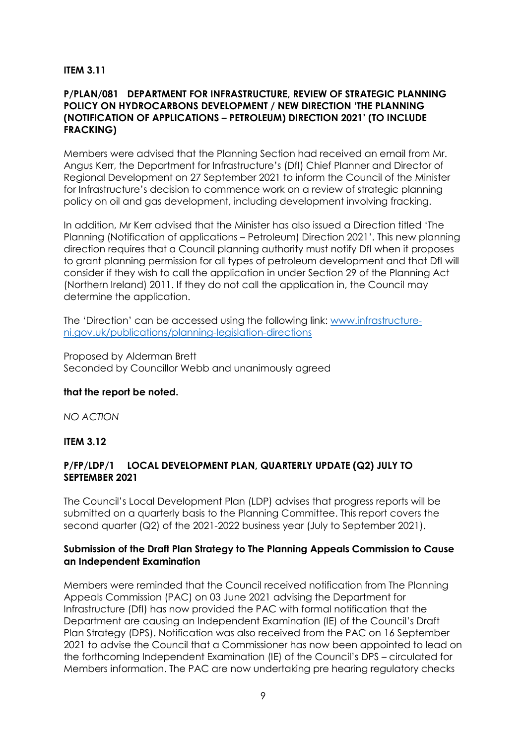**ITEM 3.11**

**P/PLAN/081 DEPARTMENT FOR INFRASTRUCTURE, REVIEW OF STRATEGIC PLANNING POLICY ON HYDROCARBONS DEVELOPMENT / NEW DIRECTION 'THE PLANNING (NOTIFICATION OF APPLICATIONS – PETROLEUM) DIRECTION 2021' (TO INCLUDE FRACKING)**

Members were advised that the Planning Section had received an email from Mr. Angus Kerr, the Department for Infrastructure's (DfI) Chief Planner and Director of Regional Development on 27 September 2021 to inform the Council of the Minister for Infrastructure's decision to commence work on a review of strategic planning policy on oil and gas development, including development involving fracking.

In addition, Mr Kerr advised that the Minister has also issued a Direction titled 'The Planning (Notification of applications – Petroleum) Direction 2021'. This new planning direction requires that a Council planning authority must notify DfI when it proposes to grant planning permission for all types of petroleum development and that DfI will consider if they wish to call the application in under Section 29 of the Planning Act (Northern Ireland) 2011. If they do not call the application in, the Council may determine the application.

The 'Direction' can be accessed using the following link: [www.infrastructure-ni.gov.uk/publications/planning-legislation-directions](www.infrastructure-ni.gov.uk/publications/planning-legislation-directions)

Proposed by Alderman Brett
Seconded by Councillor Webb and unanimously agreed

**that the report be noted.**

*NO ACTION*

**ITEM 3.12**

**P/FP/LDP/1 LOCAL DEVELOPMENT PLAN, QUARTERLY UPDATE (Q2) JULY TO SEPTEMBER 2021**

The Council's Local Development Plan (LDP) advises that progress reports will be submitted on a quarterly basis to the Planning Committee. This report covers the second quarter (Q2) of the 2021-2022 business year (July to September 2021).

**Submission of the Draft Plan Strategy to The Planning Appeals Commission to Cause an Independent Examination**

Members were reminded that the Council received notification from The Planning Appeals Commission (PAC) on 03 June 2021 advising the Department for Infrastructure (DfI) has now provided the PAC with formal notification that the Department are causing an Independent Examination (IE) of the Council's Draft Plan Strategy (DPS). Notification was also received from the PAC on 16 September 2021 to advise the Council that a Commissioner has now been appointed to lead on the forthcoming Independent Examination (IE) of the Council's DPS – circulated for Members information. The PAC are now undertaking pre hearing regulatory checks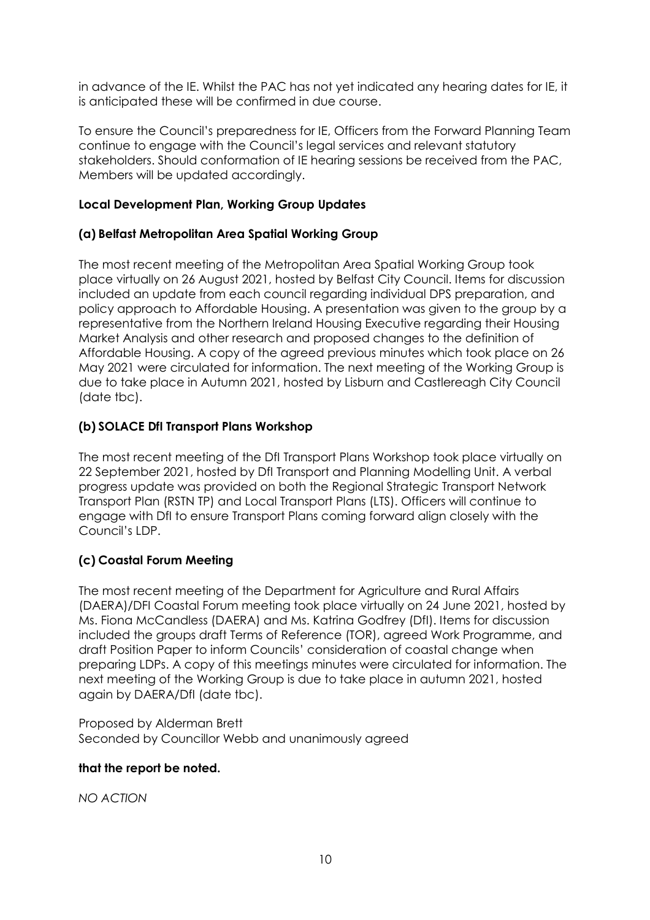in advance of the IE. Whilst the PAC has not yet indicated any hearing dates for IE, it is anticipated these will be confirmed in due course.

To ensure the Council's preparedness for IE, Officers from the Forward Planning Team continue to engage with the Council's legal services and relevant statutory stakeholders. Should conformation of IE hearing sessions be received from the PAC, Members will be updated accordingly.

**Local Development Plan, Working Group Updates**

**(a) Belfast Metropolitan Area Spatial Working Group**

The most recent meeting of the Metropolitan Area Spatial Working Group took place virtually on 26 August 2021, hosted by Belfast City Council. Items for discussion included an update from each council regarding individual DPS preparation, and policy approach to Affordable Housing. A presentation was given to the group by a representative from the Northern Ireland Housing Executive regarding their Housing Market Analysis and other research and proposed changes to the definition of Affordable Housing. A copy of the agreed previous minutes which took place on 26 May 2021 were circulated for information. The next meeting of the Working Group is due to take place in Autumn 2021, hosted by Lisburn and Castlereagh City Council (date tbc).

**(b) SOLACE DfI Transport Plans Workshop**

The most recent meeting of the DfI Transport Plans Workshop took place virtually on 22 September 2021, hosted by DfI Transport and Planning Modelling Unit. A verbal progress update was provided on both the Regional Strategic Transport Network Transport Plan (RSTN TP) and Local Transport Plans (LTS). Officers will continue to engage with DfI to ensure Transport Plans coming forward align closely with the Council's LDP.

**(c) Coastal Forum Meeting**

The most recent meeting of the Department for Agriculture and Rural Affairs (DAERA)/DFI Coastal Forum meeting took place virtually on 24 June 2021, hosted by Ms. Fiona McCandless (DAERA) and Ms. Katrina Godfrey (DfI). Items for discussion included the groups draft Terms of Reference (TOR), agreed Work Programme, and draft Position Paper to inform Councils' consideration of coastal change when preparing LDPs. A copy of this meetings minutes were circulated for information. The next meeting of the Working Group is due to take place in autumn 2021, hosted again by DAERA/DfI (date tbc).

Proposed by Alderman Brett
Seconded by Councillor Webb and unanimously agreed

**that the report be noted.**

*NO ACTION*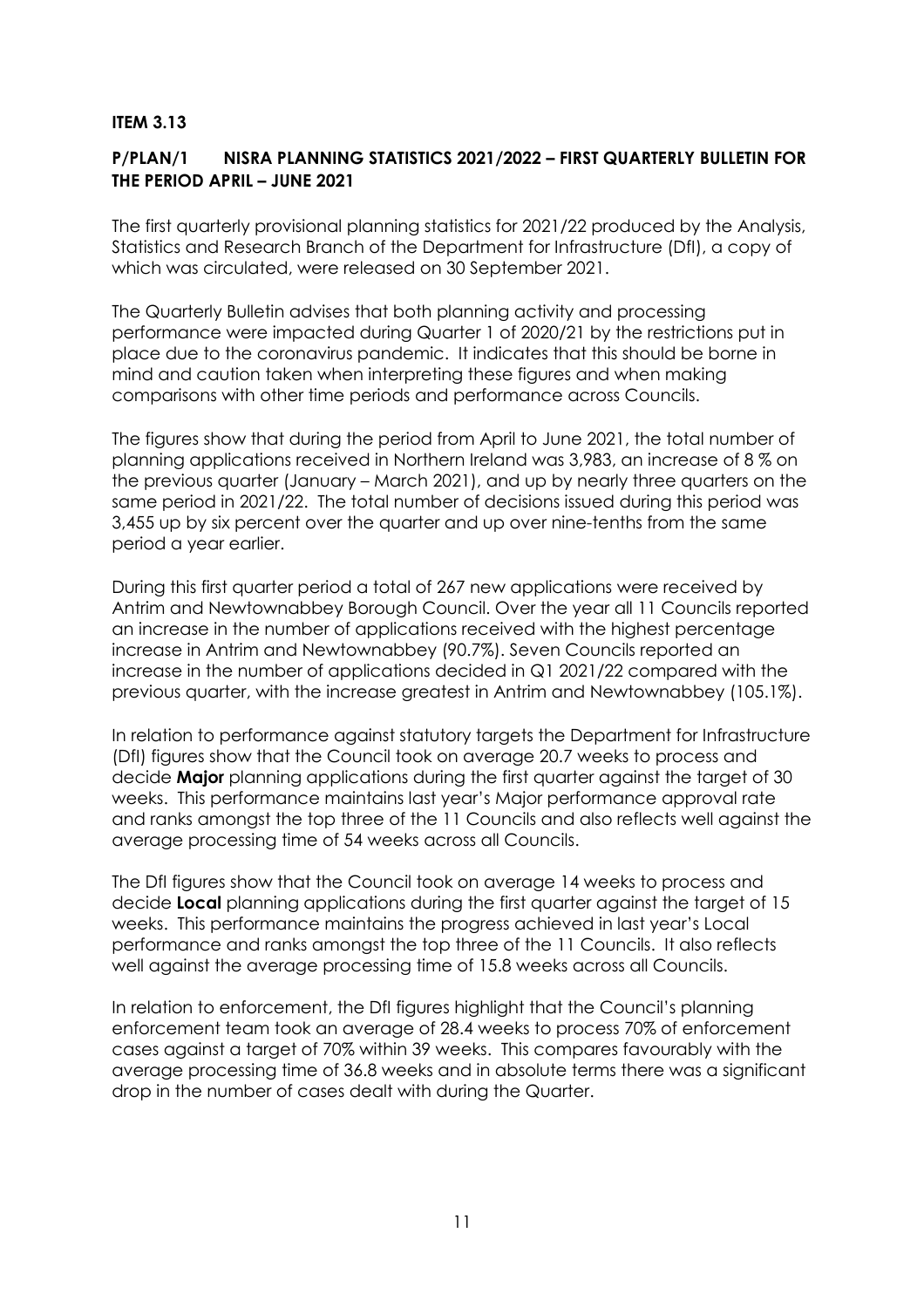**ITEM 3.13**

**P/PLAN/1 NISRA PLANNING STATISTICS 2021/2022 – FIRST QUARTERLY BULLETIN FOR THE PERIOD APRIL – JUNE 2021**

The first quarterly provisional planning statistics for 2021/22 produced by the Analysis, Statistics and Research Branch of the Department for Infrastructure (DfI), a copy of which was circulated, were released on 30 September 2021.

The Quarterly Bulletin advises that both planning activity and processing performance were impacted during Quarter 1 of 2020/21 by the restrictions put in place due to the coronavirus pandemic. It indicates that this should be borne in mind and caution taken when interpreting these figures and when making comparisons with other time periods and performance across Councils.

The figures show that during the period from April to June 2021, the total number of planning applications received in Northern Ireland was 3,983, an increase of 8 % on the previous quarter (January – March 2021), and up by nearly three quarters on the same period in 2021/22. The total number of decisions issued during this period was 3,455 up by six percent over the quarter and up over nine-tenths from the same period a year earlier.

During this first quarter period a total of 267 new applications were received by Antrim and Newtownabbey Borough Council. Over the year all 11 Councils reported an increase in the number of applications received with the highest percentage increase in Antrim and Newtownabbey (90.7%). Seven Councils reported an increase in the number of applications decided in Q1 2021/22 compared with the previous quarter, with the increase greatest in Antrim and Newtownabbey (105.1%).

In relation to performance against statutory targets the Department for Infrastructure (DfI) figures show that the Council took on average 20.7 weeks to process and decide **Major** planning applications during the first quarter against the target of 30 weeks. This performance maintains last year's Major performance approval rate and ranks amongst the top three of the 11 Councils and also reflects well against the average processing time of 54 weeks across all Councils.

The DfI figures show that the Council took on average 14 weeks to process and decide **Local** planning applications during the first quarter against the target of 15 weeks. This performance maintains the progress achieved in last year's Local performance and ranks amongst the top three of the 11 Councils. It also reflects well against the average processing time of 15.8 weeks across all Councils.

In relation to enforcement, the DfI figures highlight that the Council's planning enforcement team took an average of 28.4 weeks to process 70% of enforcement cases against a target of 70% within 39 weeks. This compares favourably with the average processing time of 36.8 weeks and in absolute terms there was a significant drop in the number of cases dealt with during the Quarter.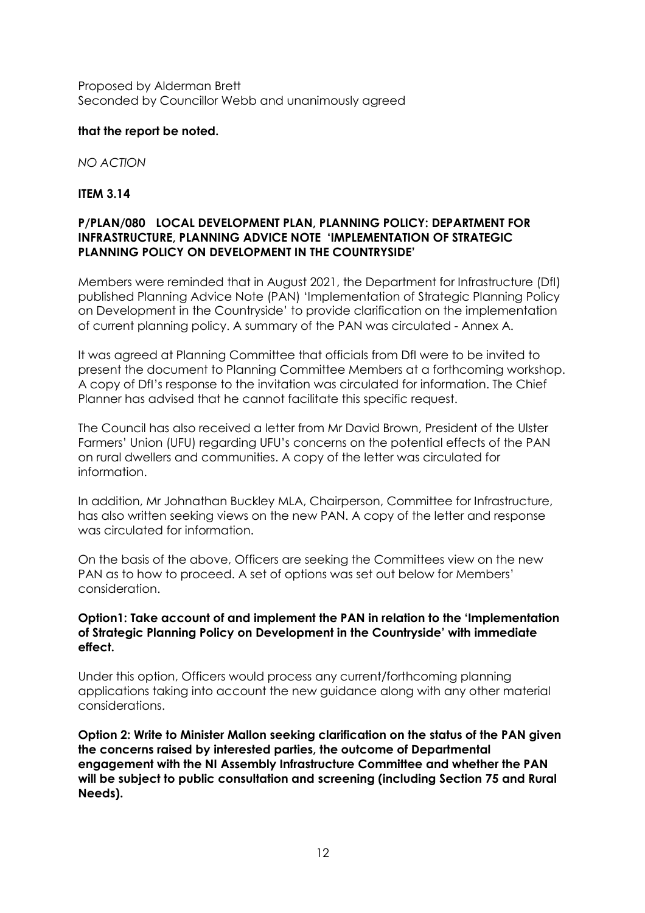Proposed by Alderman Brett
Seconded by Councillor Webb and unanimously agreed

**that the report be noted.**

*NO ACTION*

**ITEM 3.14**

**P/PLAN/080 LOCAL DEVELOPMENT PLAN, PLANNING POLICY: DEPARTMENT FOR INFRASTRUCTURE, PLANNING ADVICE NOTE 'IMPLEMENTATION OF STRATEGIC PLANNING POLICY ON DEVELOPMENT IN THE COUNTRYSIDE'**

Members were reminded that in August 2021, the Department for Infrastructure (DfI) published Planning Advice Note (PAN) 'Implementation of Strategic Planning Policy on Development in the Countryside' to provide clarification on the implementation of current planning policy. A summary of the PAN was circulated - Annex A.

It was agreed at Planning Committee that officials from DfI were to be invited to present the document to Planning Committee Members at a forthcoming workshop. A copy of DfI's response to the invitation was circulated for information. The Chief Planner has advised that he cannot facilitate this specific request.

The Council has also received a letter from Mr David Brown, President of the Ulster Farmers' Union (UFU) regarding UFU's concerns on the potential effects of the PAN on rural dwellers and communities. A copy of the letter was circulated for information.

In addition, Mr Johnathan Buckley MLA, Chairperson, Committee for Infrastructure, has also written seeking views on the new PAN. A copy of the letter and response was circulated for information.

On the basis of the above, Officers are seeking the Committees view on the new PAN as to how to proceed. A set of options was set out below for Members' consideration.

**Option1: Take account of and implement the PAN in relation to the 'Implementation of Strategic Planning Policy on Development in the Countryside' with immediate effect.**

Under this option, Officers would process any current/forthcoming planning applications taking into account the new guidance along with any other material considerations.

**Option 2: Write to Minister Mallon seeking clarification on the status of the PAN given the concerns raised by interested parties, the outcome of Departmental engagement with the NI Assembly Infrastructure Committee and whether the PAN will be subject to public consultation and screening (including Section 75 and Rural Needs).**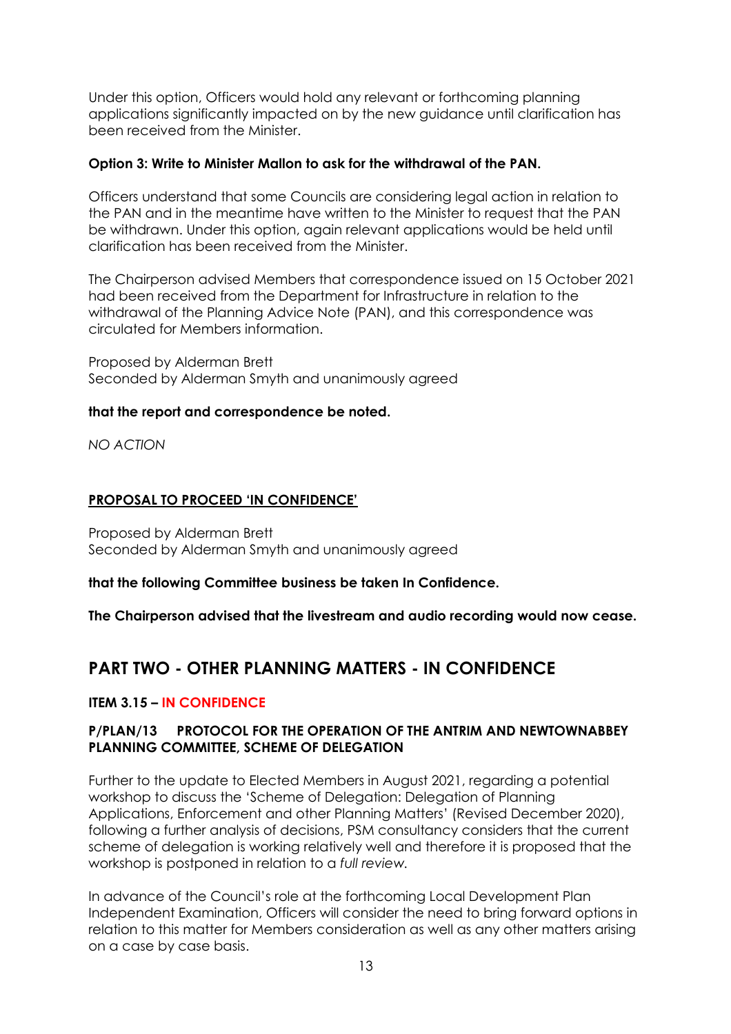Under this option, Officers would hold any relevant or forthcoming planning applications significantly impacted on by the new guidance until clarification has been received from the Minister.

**Option 3: Write to Minister Mallon to ask for the withdrawal of the PAN.**

Officers understand that some Councils are considering legal action in relation to the PAN and in the meantime have written to the Minister to request that the PAN be withdrawn. Under this option, again relevant applications would be held until clarification has been received from the Minister.

The Chairperson advised Members that correspondence issued on 15 October 2021 had been received from the Department for Infrastructure in relation to the withdrawal of the Planning Advice Note (PAN), and this correspondence was circulated for Members information.

Proposed by Alderman Brett
Seconded by Alderman Smyth and unanimously agreed

**that the report and correspondence be noted.**

*NO ACTION*

**PROPOSAL TO PROCEED 'IN CONFIDENCE'**

Proposed by Alderman Brett
Seconded by Alderman Smyth and unanimously agreed

**that the following Committee business be taken In Confidence.**

**The Chairperson advised that the livestream and audio recording would now cease.**

## PART TWO - OTHER PLANNING MATTERS - IN CONFIDENCE

### ITEM 3.15 – IN CONFIDENCE

### P/PLAN/13 PROTOCOL FOR THE OPERATION OF THE ANTRIM AND NEWTOWNABBEY PLANNING COMMITTEE, SCHEME OF DELEGATION

Further to the update to Elected Members in August 2021, regarding a potential workshop to discuss the 'Scheme of Delegation: Delegation of Planning Applications, Enforcement and other Planning Matters' (Revised December 2020), following a further analysis of decisions, PSM consultancy considers that the current scheme of delegation is working relatively well and therefore it is proposed that the workshop is postponed in relation to a *full review*.

In advance of the Council's role at the forthcoming Local Development Plan Independent Examination, Officers will consider the need to bring forward options in relation to this matter for Members consideration as well as any other matters arising on a case by case basis.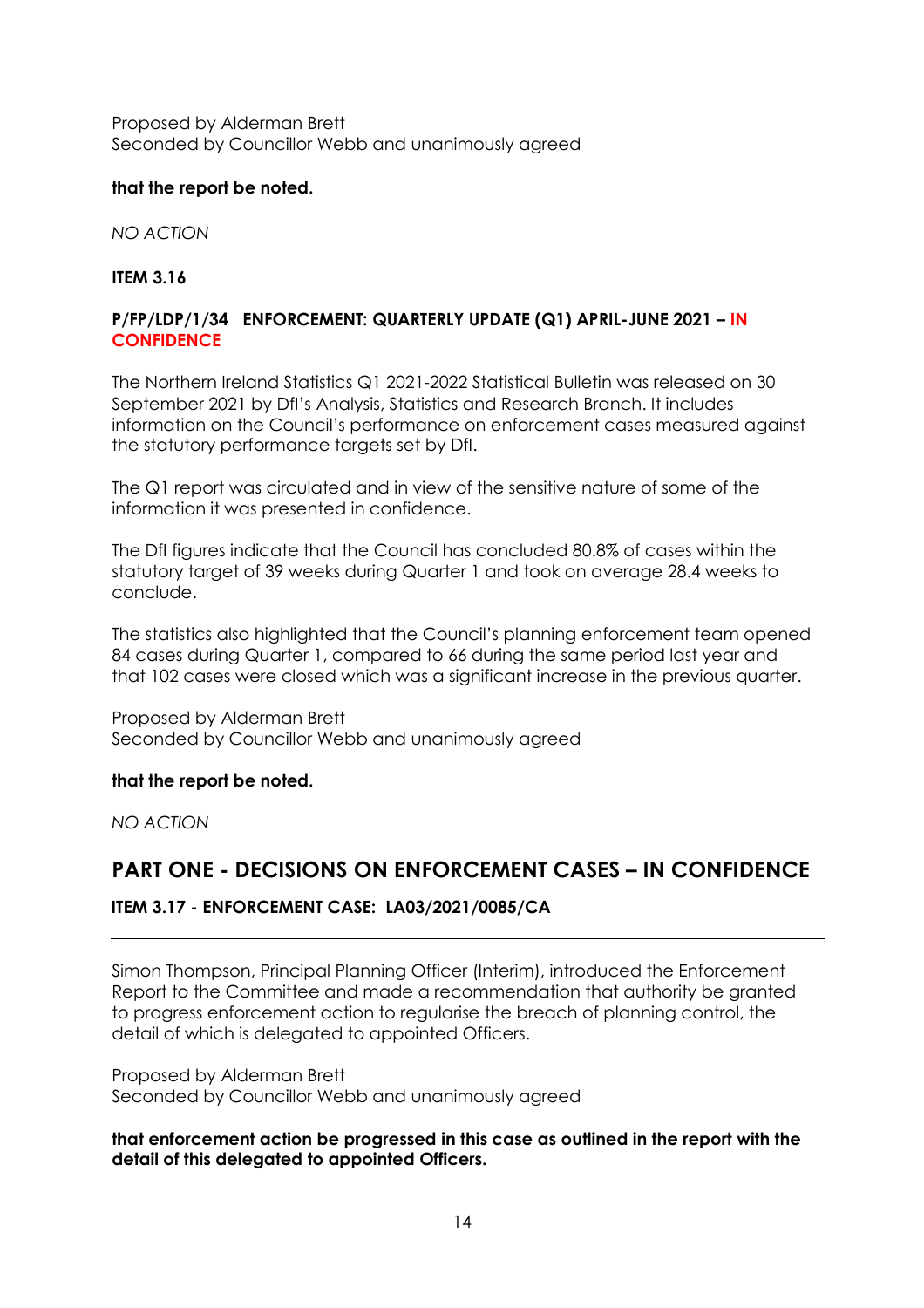Proposed by Alderman Brett
Seconded by Councillor Webb and unanimously agreed

**that the report be noted.**

*NO ACTION*

**ITEM 3.16**

**P/FP/LDP/1/34 ENFORCEMENT: QUARTERLY UPDATE (Q1) APRIL-JUNE 2021 – IN CONFIDENCE**

The Northern Ireland Statistics Q1 2021-2022 Statistical Bulletin was released on 30 September 2021 by DfI's Analysis, Statistics and Research Branch. It includes information on the Council's performance on enforcement cases measured against the statutory performance targets set by DfI.

The Q1 report was circulated and in view of the sensitive nature of some of the information it was presented in confidence.

The DfI figures indicate that the Council has concluded 80.8% of cases within the statutory target of 39 weeks during Quarter 1 and took on average 28.4 weeks to conclude.

The statistics also highlighted that the Council's planning enforcement team opened 84 cases during Quarter 1, compared to 66 during the same period last year and that 102 cases were closed which was a significant increase in the previous quarter.

Proposed by Alderman Brett
Seconded by Councillor Webb and unanimously agreed

**that the report be noted.**

*NO ACTION*

## PART ONE - DECISIONS ON ENFORCEMENT CASES – IN CONFIDENCE

**ITEM 3.17 - ENFORCEMENT CASE: LA03/2021/0085/CA**

---

Simon Thompson, Principal Planning Officer (Interim), introduced the Enforcement Report to the Committee and made a recommendation that authority be granted to progress enforcement action to regularise the breach of planning control, the detail of which is delegated to appointed Officers.

Proposed by Alderman Brett
Seconded by Councillor Webb and unanimously agreed

**that enforcement action be progressed in this case as outlined in the report with the detail of this delegated to appointed Officers.**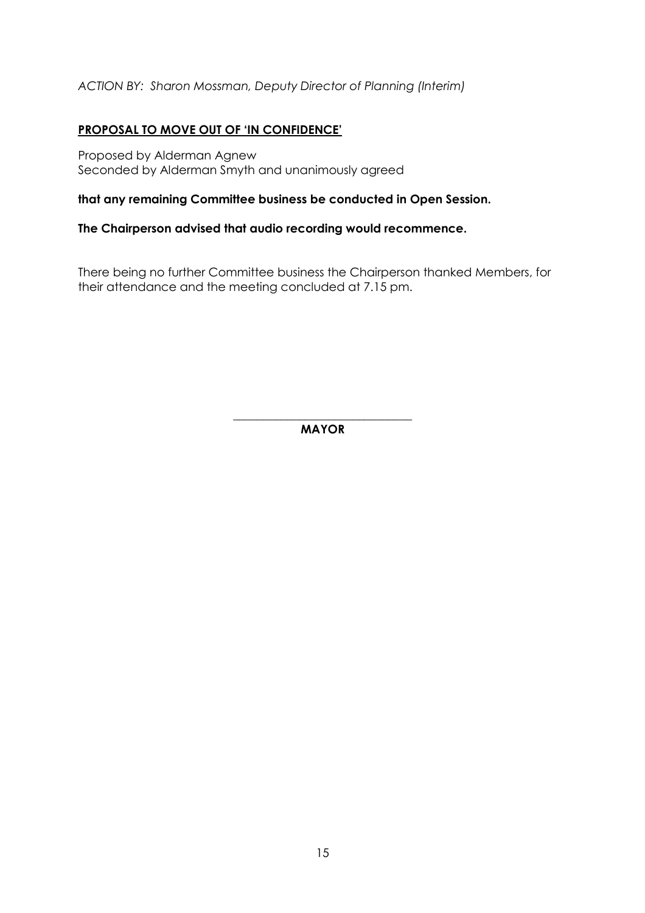*ACTION BY: Sharon Mossman, Deputy Director of Planning (Interim)*

**PROPOSAL TO MOVE OUT OF 'IN CONFIDENCE'**

Proposed by Alderman Agnew
Seconded by Alderman Smyth and unanimously agreed

**that any remaining Committee business be conducted in Open Session.**

**The Chairperson advised that audio recording would recommence.**

There being no further Committee business the Chairperson thanked Members, for their attendance and the meeting concluded at 7.15 pm.

______________________________

**MAYOR**